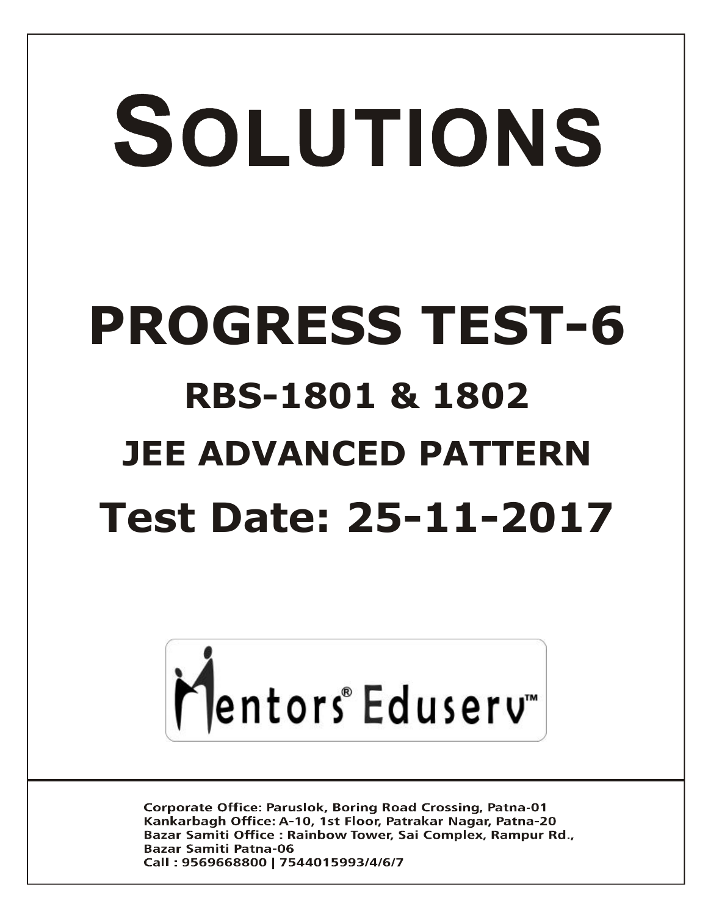# SOLUTIONS

# PROGRESS TEST-6

## RBS-1801 & 1802

## JEE ADVANCED PATTERN

## Test Date: 25-11-2017

Mentors® Eduserv™

**Corporate Office: Paruslok, Boring Road Crossing, Patna-01**
**Kankarbagh Office: A-10, 1st Floor, Patrakar Nagar, Patna-20**
**Bazar Samiti Office : Rainbow Tower, Sai Complex, Rampur Rd., Bazar Samiti Patna-06**
**Call : 9569668800 | 7544015993/4/6/7**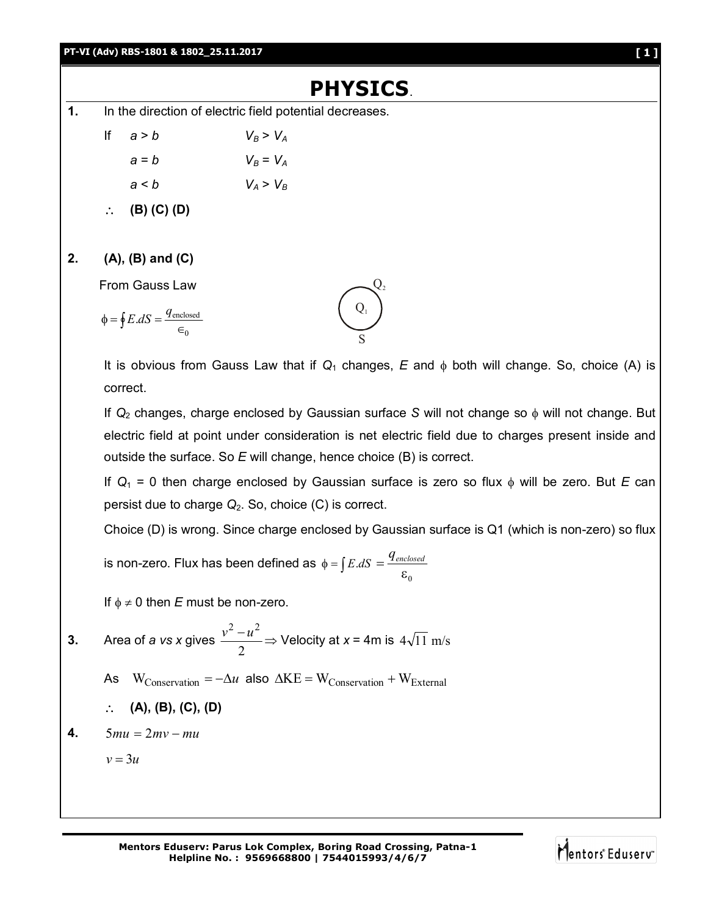# PHYSICS

**1.** In the direction of electric field potential decreases.

If $a > b$ $\quad V_B > V_A$

$a = b$ $\quad V_B = V_A$

$a < b$ $\quad V_A > V_B$

$\therefore$ **(B) (C) (D)**

**2.** **(A), (B) and (C)**

From Gauss Law

$$\phi = \oint E.dS = \frac{q_{\text{enclosed}}}{\epsilon_0}$$

It is obvious from Gauss Law that if $Q_1$ changes, $E$ and $\phi$ both will change. So, choice (A) is correct.

If $Q_2$ changes, charge enclosed by Gaussian surface $S$ will not change so $\phi$ will not change. But electric field at point under consideration is net electric field due to charges present inside and outside the surface. So $E$ will change, hence choice (B) is correct.

If $Q_1 = 0$ then charge enclosed by Gaussian surface is zero so flux $\phi$ will be zero. But $E$ can persist due to charge $Q_2$. So, choice (C) is correct.

Choice (D) is wrong. Since charge enclosed by Gaussian surface is Q1 (which is non-zero) so flux is non-zero. Flux has been defined as $\phi = \int E.dS = \frac{q_{enclosed}}{\varepsilon_0}$

If $\phi \neq 0$ then $E$ must be non-zero.

**3.** Area of $a$ vs $x$ gives $\frac{v^2 - u^2}{2} \Rightarrow$ Velocity at $x$ = 4m is $4\sqrt{11}$ m/s

As $\quad W_{\text{Conservation}} = -\Delta u$ also $\Delta \text{KE} = W_{\text{Conservation}} + W_{\text{External}}$

$\therefore$ **(A), (B), (C), (D)**

**4.** $5mu = 2mv - mu$

$v = 3u$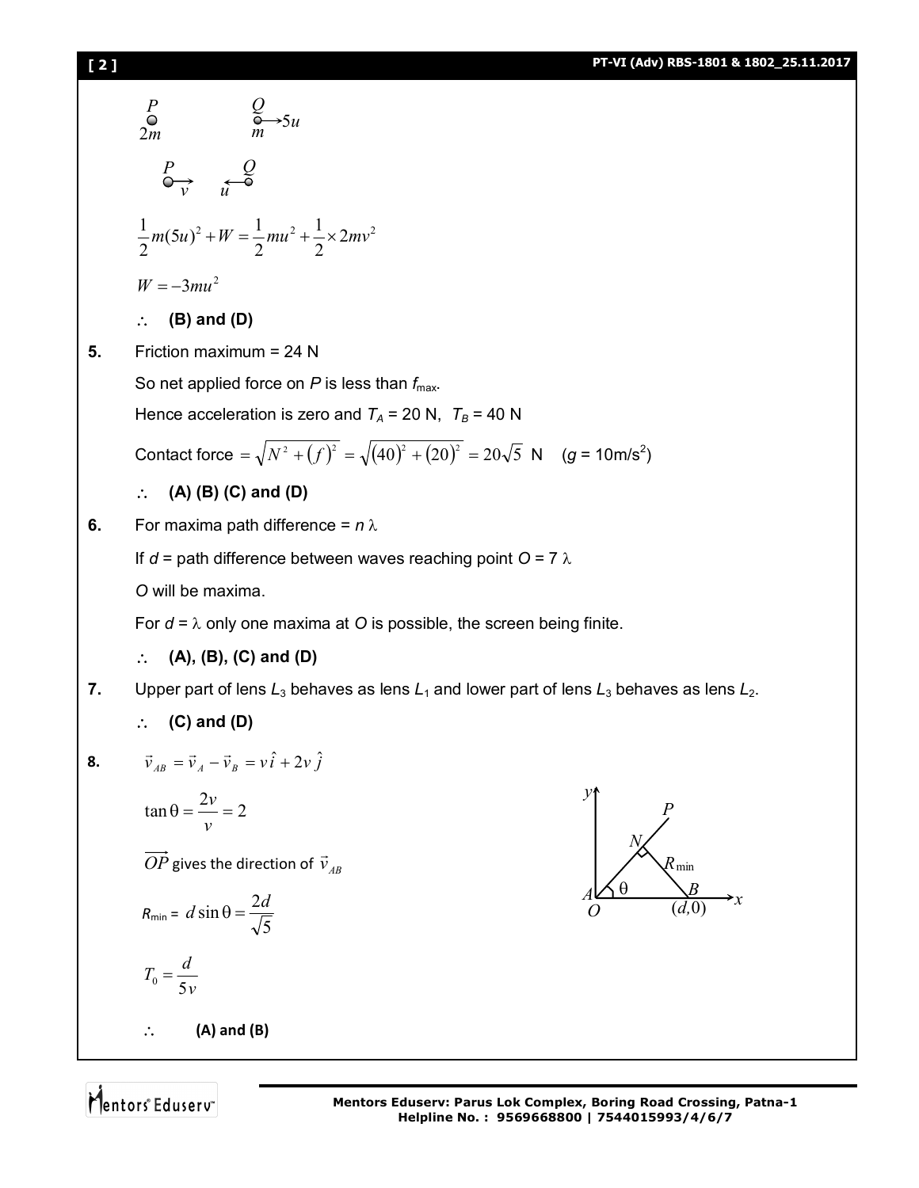$P$ ($2m$) $Q$ ($m$) $\longrightarrow 5u$

$P$ $\xrightarrow{v}$ $\xleftarrow{u}$ $Q$

$$\frac{1}{2}m(5u)^2 + W = \frac{1}{2}mu^2 + \frac{1}{2}\times 2mv^2$$

$$W = -3mu^2$$

$\therefore$ **(B) and (D)**

**5.** Friction maximum = 24 N

So net applied force on $P$ is less than $f_{\max}$.

Hence acceleration is zero and $T_A$ = 20 N, $T_B$ = 40 N

Contact force $= \sqrt{N^2 + (f)^2} = \sqrt{(40)^2 + (20)^2} = 20\sqrt{5}$ N ($g$ = 10m/s$^2$)

$\therefore$ **(A) (B) (C) and (D)**

**6.** For maxima path difference = $n\lambda$

If $d$ = path difference between waves reaching point $O$ = $7\lambda$

$O$ will be maxima.

For $d = \lambda$ only one maxima at $O$ is possible, the screen being finite.

$\therefore$ **(A), (B), (C) and (D)**

**7.** Upper part of lens $L_3$ behaves as lens $L_1$ and lower part of lens $L_3$ behaves as lens $L_2$.

$\therefore$ **(C) and (D)**

**8.** $\vec{v}_{AB} = \vec{v}_A - \vec{v}_B = v\hat{i} + 2v\,\hat{j}$

$$\tan\theta = \frac{2v}{v} = 2$$

$\overrightarrow{OP}$ gives the direction of $\vec{v}_{AB}$

$R_{\min} = d\sin\theta = \frac{2d}{\sqrt{5}}$

$$T_0 = \frac{d}{5v}$$

$\therefore$ **(A) and (B)**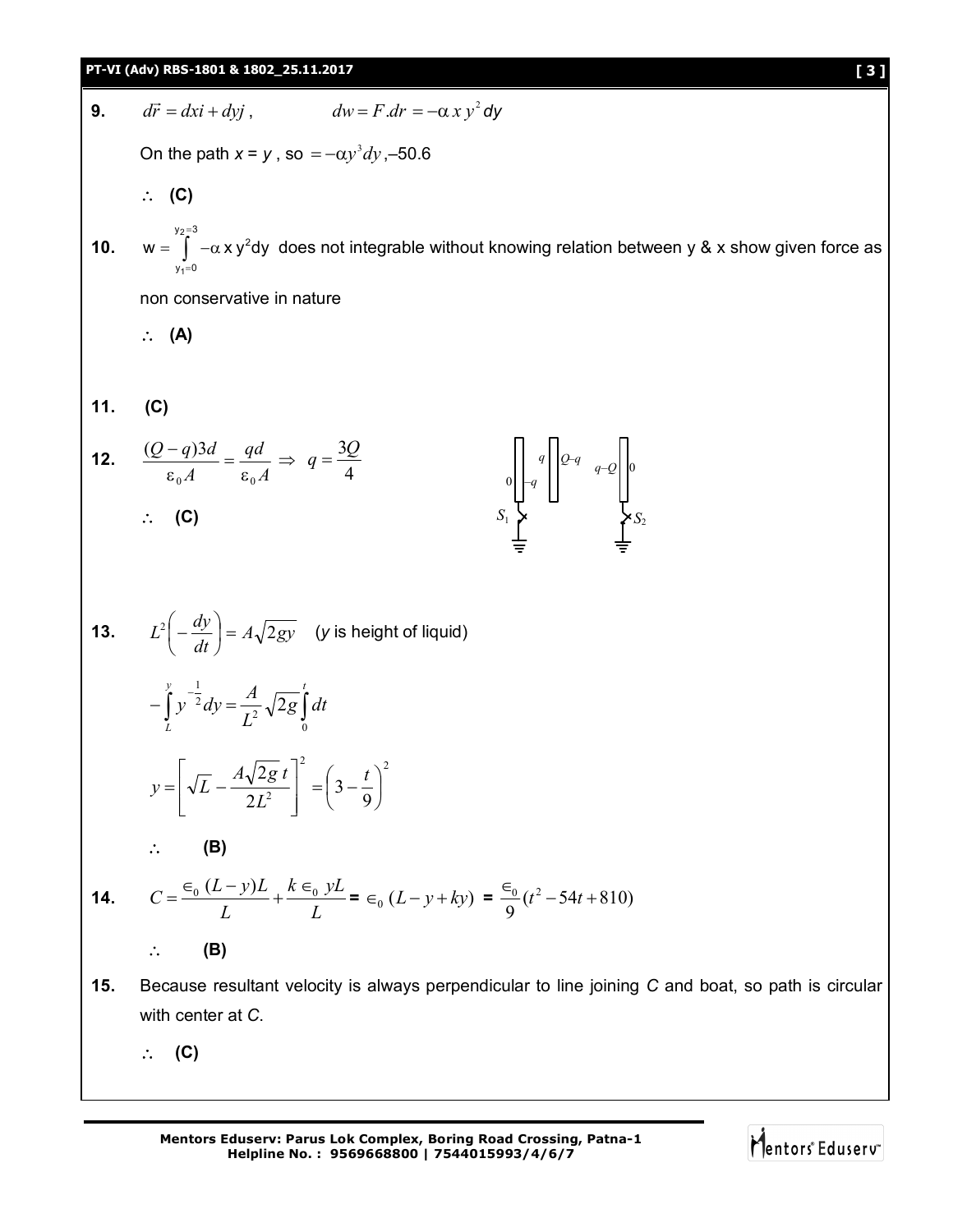**9.** $d\vec{r} = dxi + dyj$, $\quad dw = F.dr = -\alpha\, x\, y^2\, dy$

On the path $x = y$, so $= -\alpha y^3 dy$, –50.6

$\therefore$ **(C)**

**10.** $w = \int_{y_1=0}^{y_2=3} -\alpha\, x\, y^2 dy$ does not integrable without knowing relation between y & x show given force as non conservative in nature

$\therefore$ **(A)**

**11.** **(C)**

**12.** $\dfrac{(Q-q)3d}{\varepsilon_0 A} = \dfrac{qd}{\varepsilon_0 A} \Rightarrow q = \dfrac{3Q}{4}$

$\therefore$ **(C)**

(Figure: three plates; left plate charges $0$ and $-q$, connected to ground through switch $S_1$; middle plate charges $q$ and $Q-q$; right plate charges $q-Q$ and $0$, connected to ground through switch $S_2$.)

**13.** $L^2\left(-\dfrac{dy}{dt}\right) = A\sqrt{2gy}$ ($y$ is height of liquid)

$$-\int_L^y y^{-\frac{1}{2}} dy = \frac{A}{L^2}\sqrt{2g}\int_0^t dt$$

$$y = \left[\sqrt{L} - \frac{A\sqrt{2g}\, t}{2L^2}\right]^2 = \left(3 - \frac{t}{9}\right)^2$$

$\therefore$ **(B)**

**14.** $C = \dfrac{\epsilon_0 (L-y)L}{L} + \dfrac{k\epsilon_0\, yL}{L} = \epsilon_0 (L - y + ky) = \dfrac{\epsilon_0}{9}(t^2 - 54t + 810)$

$\therefore$ **(B)**

**15.** Because resultant velocity is always perpendicular to line joining $C$ and boat, so path is circular with center at $C$.

$\therefore$ **(C)**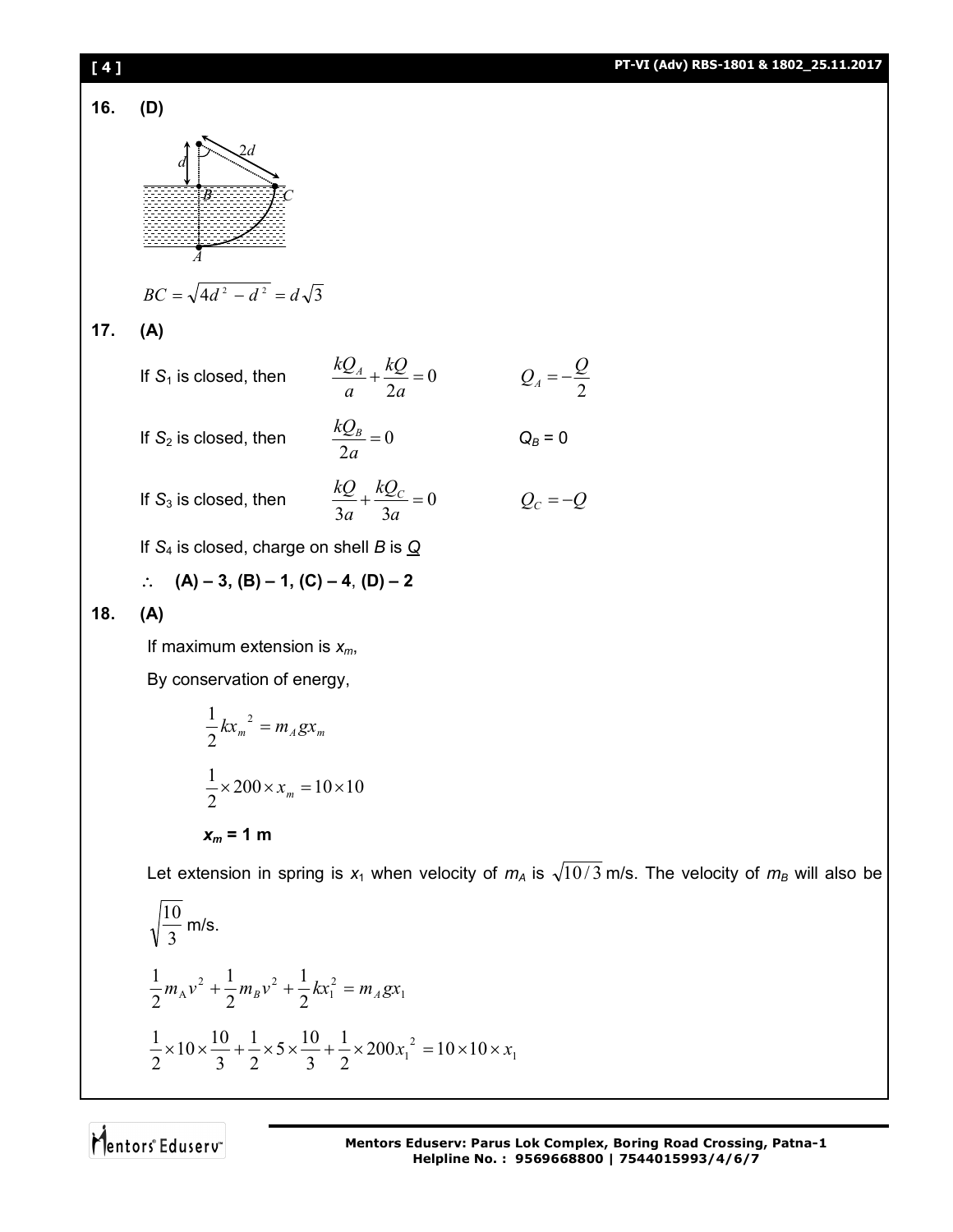**16. (D)**

$$BC = \sqrt{4d^2 - d^2} = d\sqrt{3}$$

**17. (A)**

If $S_1$ is closed, then $\frac{kQ_A}{a} + \frac{kQ}{2a} = 0$ $\quad Q_A = -\frac{Q}{2}$

If $S_2$ is closed, then $\frac{kQ_B}{2a} = 0$ $\quad Q_B = 0$

If $S_3$ is closed, then $\frac{kQ}{3a} + \frac{kQ_C}{3a} = 0$ $\quad Q_C = -Q$

If $S_4$ is closed, charge on shell $B$ is $\underline{Q}$

$\therefore$ **(A) – 3, (B) – 1, (C) – 4, (D) – 2**

**18. (A)**

If maximum extension is $x_m$,

By conservation of energy,

$$\frac{1}{2}kx_m^{\ 2} = m_A g x_m$$

$$\frac{1}{2} \times 200 \times x_m = 10 \times 10$$

$$\boldsymbol{x_m = 1 \text{ m}}$$

Let extension in spring is $x_1$ when velocity of $m_A$ is $\sqrt{10/3}$ m/s. The velocity of $m_B$ will also be $\sqrt{\frac{10}{3}}$ m/s.

$$\frac{1}{2}m_A v^2 + \frac{1}{2}m_B v^2 + \frac{1}{2}kx_1^2 = m_A g x_1$$

$$\frac{1}{2} \times 10 \times \frac{10}{3} + \frac{1}{2} \times 5 \times \frac{10}{3} + \frac{1}{2} \times 200 x_1^{\ 2} = 10 \times 10 \times x_1$$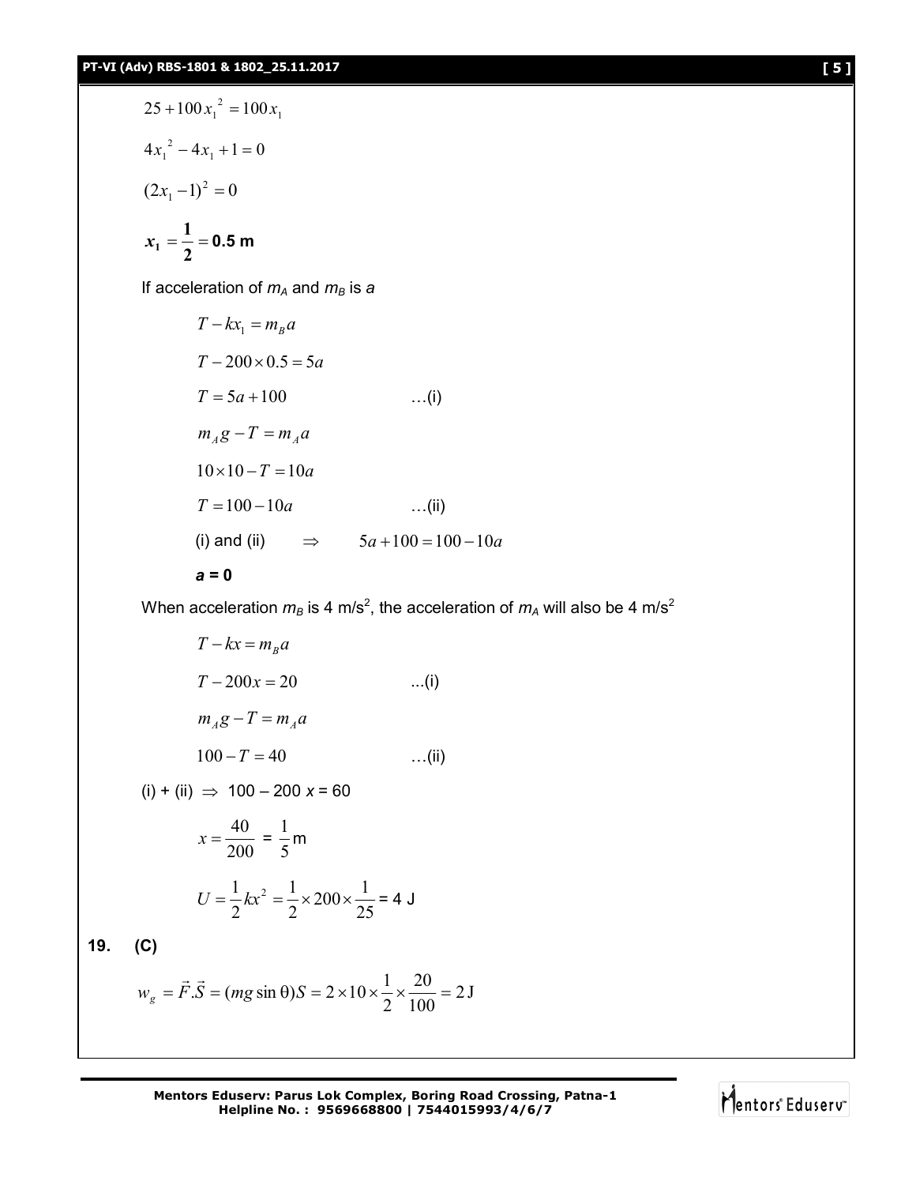$$25 + 100x_1^2 = 100x_1$$

$$4x_1^2 - 4x_1 + 1 = 0$$

$$(2x_1 - 1)^2 = 0$$

$$\boldsymbol{x_1 = \frac{1}{2} = 0.5 \text{ m}}$$

If acceleration of $m_A$ and $m_B$ is $a$

$$T - kx_1 = m_B a$$

$$T - 200 \times 0.5 = 5a$$

$$T = 5a + 100 \quad \ldots\text{(i)}$$

$$m_A g - T = m_A a$$

$$10 \times 10 - T = 10a$$

$$T = 100 - 10a \quad \ldots\text{(ii)}$$

(i) and (ii) $\Rightarrow \quad 5a + 100 = 100 - 10a$

***a* = 0**

When acceleration $m_B$ is 4 m/s$^2$, the acceleration of $m_A$ will also be 4 m/s$^2$

$$T - kx = m_B a$$

$$T - 200x = 20 \quad \ldots\text{(i)}$$

$$m_A g - T = m_A a$$

$$100 - T = 40 \quad \ldots\text{(ii)}$$

(i) + (ii) $\Rightarrow$ 100 – 200 $x$ = 60

$$x = \frac{40}{200} = \frac{1}{5} \text{ m}$$

$$U = \frac{1}{2}kx^2 = \frac{1}{2} \times 200 \times \frac{1}{25} = 4 \text{ J}$$

**19. (C)**

$$w_g = \vec{F}.\vec{S} = (mg\sin\theta)S = 2 \times 10 \times \frac{1}{2} \times \frac{20}{100} = 2 \text{ J}$$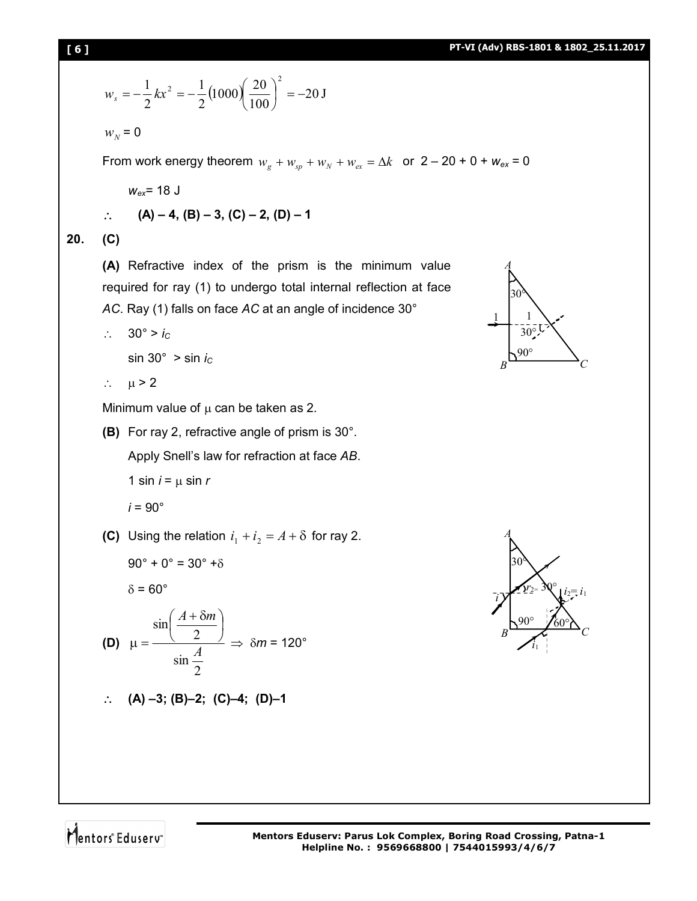$$w_s = -\frac{1}{2}kx^2 = -\frac{1}{2}(1000)\left(\frac{20}{100}\right)^2 = -20\text{ J}$$

$w_N = 0$

From work energy theorem $w_g + w_{sp} + w_N + w_{ex} = \Delta k$ or $2 - 20 + 0 + w_{ex} = 0$

$w_{ex} = 18$ J

$\therefore$ **(A) – 4, (B) – 3, (C) – 2, (D) – 1**

**20. (C)**

**(A)** Refractive index of the prism is the minimum value required for ray (1) to undergo total internal reflection at face *AC*. Ray (1) falls on face *AC* at an angle of incidence 30°

$\therefore$ $30° > i_C$

$\sin 30° > \sin i_C$

$\therefore$ $\mu > 2$

Minimum value of $\mu$ can be taken as 2.

**(B)** For ray 2, refractive angle of prism is 30°.

Apply Snell's law for refraction at face *AB*.

$1 \sin i = \mu \sin r$

$i = 90°$

**(C)** Using the relation $i_1 + i_2 = A + \delta$ for ray 2.

$90° + 0° = 30° + \delta$

$\delta = 60°$

**(D)** $\mu = \dfrac{\sin\left(\dfrac{A + \delta m}{2}\right)}{\sin\dfrac{A}{2}} \Rightarrow \delta m = 120°$

$\therefore$ **(A) –3; (B)–2; (C)–4; (D)–1**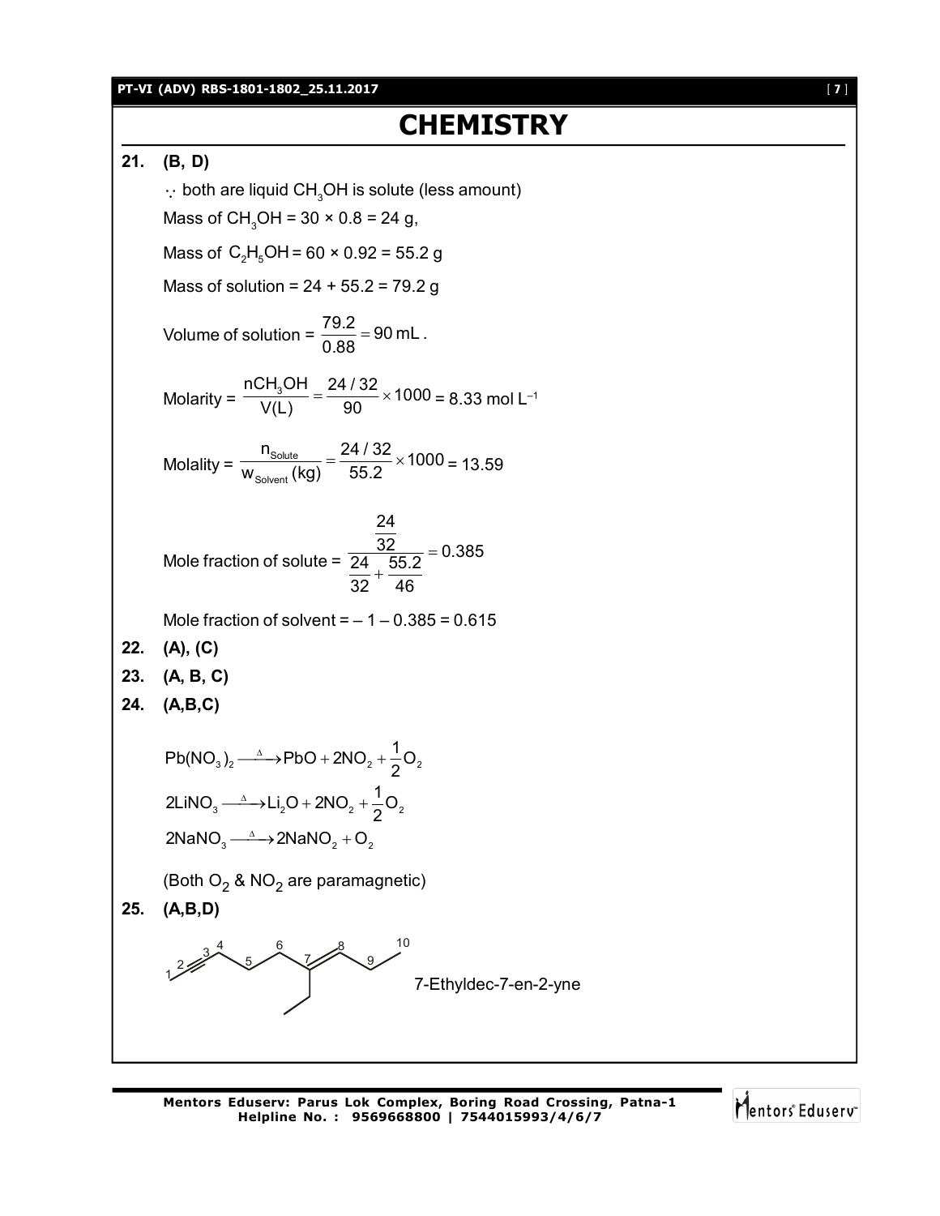# CHEMISTRY

**21. (B, D)**

$\because$ both are liquid $CH_3OH$ is solute (less amount)

Mass of $CH_3OH$ = 30 × 0.8 = 24 g,

Mass of $C_2H_5OH$ = 60 × 0.92 = 55.2 g

Mass of solution = 24 + 55.2 = 79.2 g

Volume of solution = $\frac{79.2}{0.88} = 90$ mL .

Molarity = $\frac{nCH_3OH}{V(L)} = \frac{24/32}{90} \times 1000$ = 8.33 mol $L^{-1}$

Molality = $\frac{n_{Solute}}{w_{Solvent}(kg)} = \frac{24/32}{55.2} \times 1000$ = 13.59

Mole fraction of solute = $\frac{\frac{24}{32}}{\frac{24}{32} + \frac{55.2}{46}} = 0.385$

Mole fraction of solvent = – 1 – 0.385 = 0.615

**22. (A), (C)**

**23. (A, B, C)**

**24. (A,B,C)**

$$Pb(NO_3)_2 \xrightarrow{\Delta} PbO + 2NO_2 + \frac{1}{2}O_2$$

$$2LiNO_3 \xrightarrow{\Delta} Li_2O + 2NO_2 + \frac{1}{2}O_2$$

$$2NaNO_3 \xrightarrow{\Delta} 2NaNO_2 + O_2$$

(Both $O_2$ & $NO_2$ are paramagnetic)

**25. (A,B,D)**

7-Ethyldec-7-en-2-yne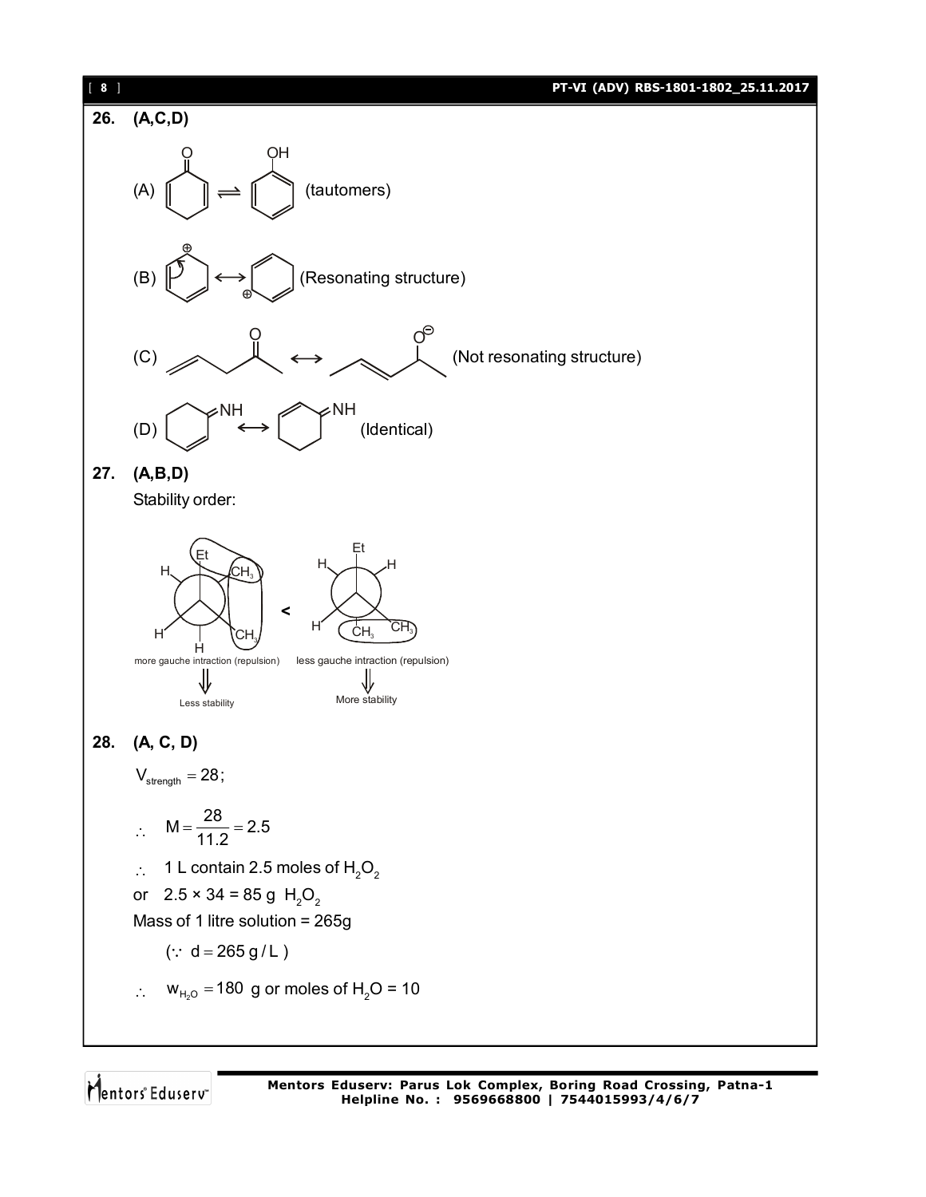**26. (A,C,D)**

(A) (tautomers)

(B) (Resonating structure)

(C) (Not resonating structure)

(D) (Identical)

**27. (A,B,D)**

Stability order:

more gauche intraction (repulsion) $\Downarrow$ Less stability **<** less gauche intraction (repulsion) $\Downarrow$ More stability

**28. (A, C, D)**

$V_{strength} = 28$;

$\therefore \quad M = \frac{28}{11.2} = 2.5$

$\therefore$ 1 L contain 2.5 moles of $H_2O_2$

or $2.5 \times 34 = 85$ g $H_2O_2$

Mass of 1 litre solution = 265g

$(\because \ d = 265 \ g/L)$

$\therefore \quad w_{H_2O} = 180$ g or moles of $H_2O$ = 10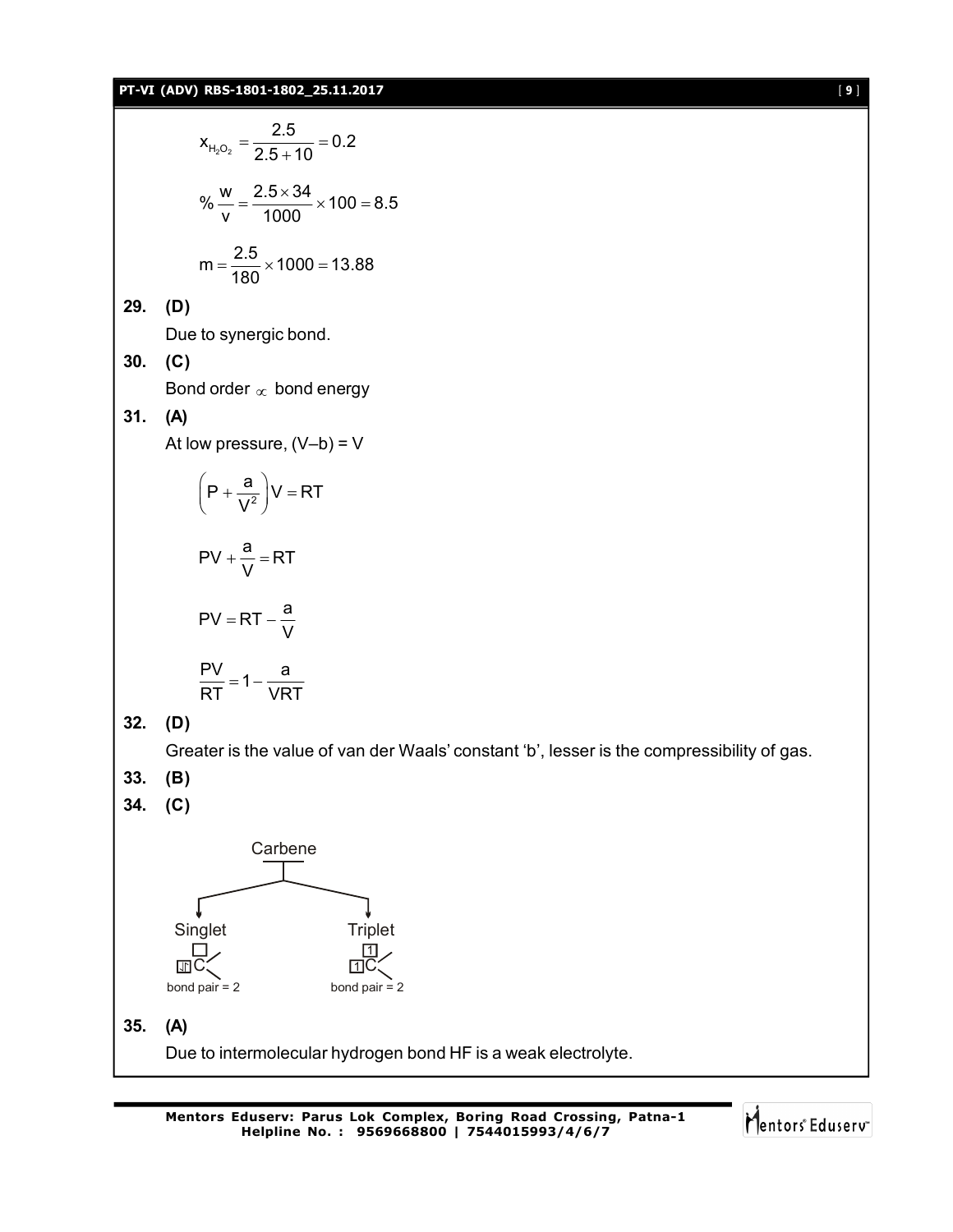$$x_{H_2O_2} = \frac{2.5}{2.5+10} = 0.2$$

$$\% \frac{w}{v} = \frac{2.5 \times 34}{1000} \times 100 = 8.5$$

$$m = \frac{2.5}{180} \times 1000 = 13.88$$

**29. (D)**

Due to synergic bond.

**30. (C)**

Bond order $\propto$ bond energy

**31. (A)**

At low pressure, $(V-b) = V$

$$\left(P + \frac{a}{V^2}\right)V = RT$$

$$PV + \frac{a}{V} = RT$$

$$PV = RT - \frac{a}{V}$$

$$\frac{PV}{RT} = 1 - \frac{a}{VRT}$$

**32. (D)**

Greater is the value of van der Waals' constant 'b', lesser is the compressibility of gas.

**33. (B)**

**34. (C)**

Carbene

- Singlet: bond pair = 2
- Triplet: bond pair = 2

**35. (A)**

Due to intermolecular hydrogen bond HF is a weak electrolyte.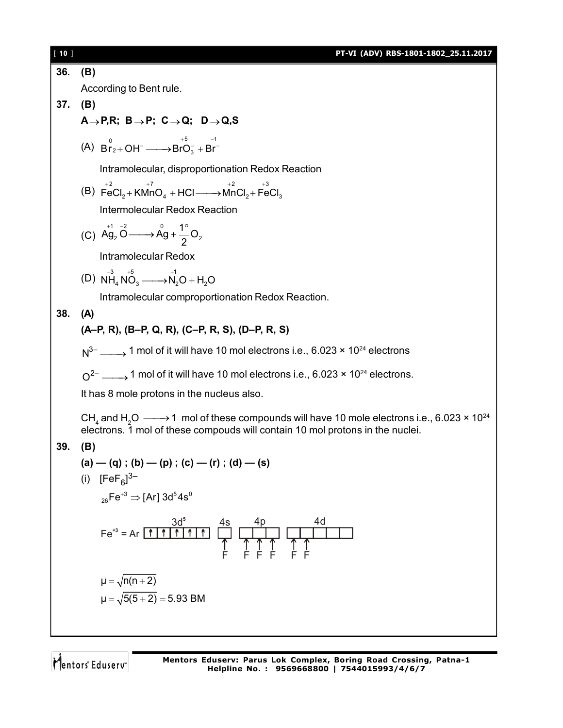**36. (B)**

According to Bent rule.

**37. (B)**

**$A \rightarrow P,R$; $B \rightarrow P$; $C \rightarrow Q$; $D \rightarrow Q,S$**

(A) $\overset{0}{Br_2} + OH^- \longrightarrow \overset{+5}{BrO_3^-} + \overset{-1}{Br^-}$

Intramolecular, disproportionation Redox Reaction

(B) $\overset{+2}{Fe}Cl_2 + K\overset{+7}{Mn}O_4 + HCl \longrightarrow \overset{+2}{Mn}Cl_2 + \overset{+3}{Fe}Cl_3$

Intermolecular Redox Reaction

(C) $\overset{+1}{Ag_2}\overset{-2}{O} \longrightarrow \overset{0}{Ag} + \frac{1}{2}\overset{\circ}{O_2}$

Intramolecular Redox

(D) $\overset{-3}{N}H_4\overset{+5}{N}O_3 \longrightarrow \overset{+1}{N_2}O + H_2O$

Intramolecular comproportionation Redox Reaction.

**38. (A)**

**(A–P, R), (B–P, Q, R), (C–P, R, S), (D–P, R, S)**

$N^{3-} \longrightarrow$ 1 mol of it will have 10 mol electrons i.e., $6.023 \times 10^{24}$ electrons

$O^{2-} \longrightarrow$ 1 mol of it will have 10 mol electrons i.e., $6.023 \times 10^{24}$ electrons.

It has 8 mole protons in the nucleus also.

$CH_4$ and $H_2O \longrightarrow$ 1 mol of these compounds will have 10 mole electrons i.e., $6.023 \times 10^{24}$ electrons. 1 mol of these compouds will contain 10 mol protons in the nuclei.

**39. (B)**

**(a) — (q) ; (b) — (p) ; (c) — (r) ; (d) — (s)**

(i) $[FeF_6]^{3-}$

$_{26}Fe^{+3} \Rightarrow [Ar]\ 3d^5 4s^0$

$Fe^{+3}$ = Ar [3d⁵: ↑ ↑ ↑ ↑ ↑] [4s: F] [4p: F F F] [4d: F F _ _ _]

$\mu = \sqrt{n(n+2)}$

$\mu = \sqrt{5(5+2)} = 5.93$ BM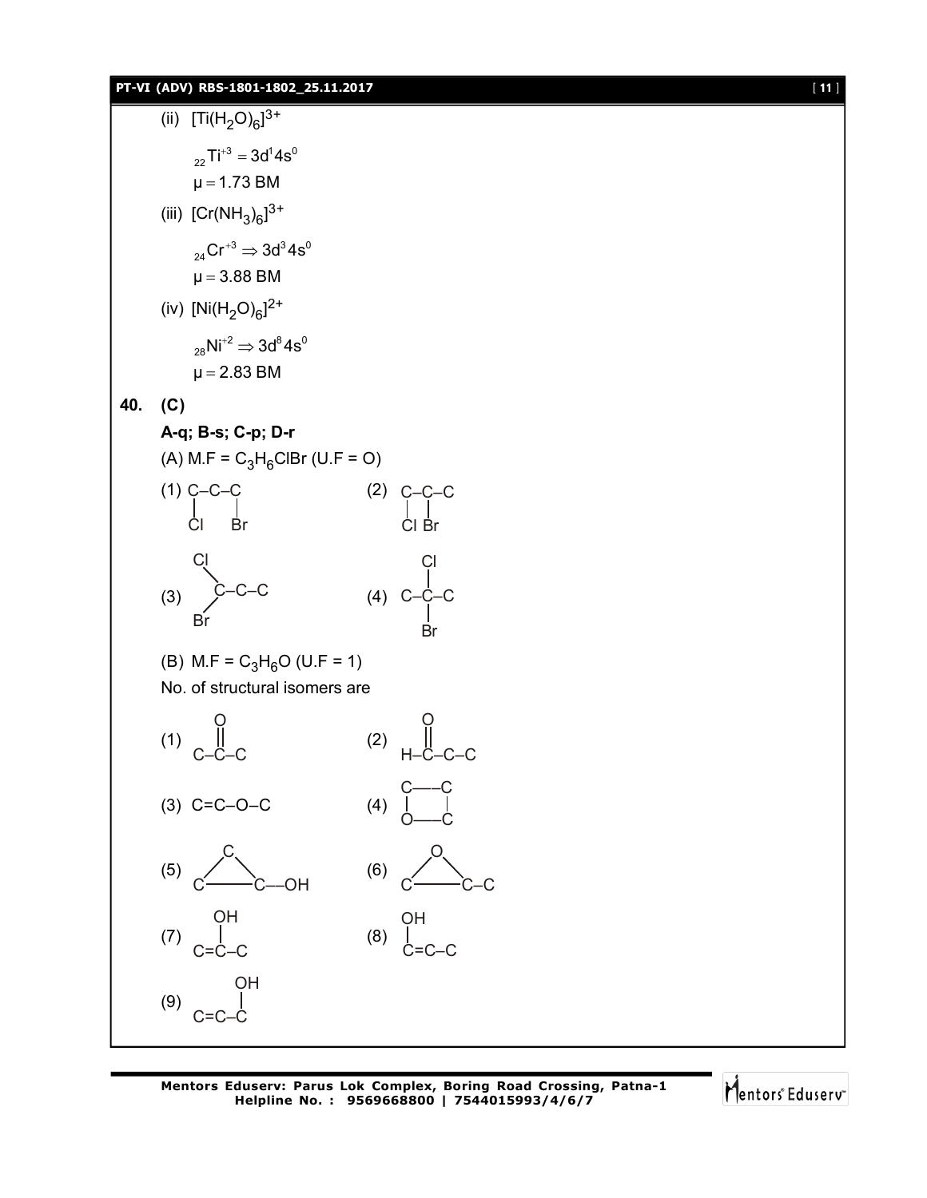(ii) $[Ti(H_2O)_6]^{3+}$

$_{22}Ti^{+3} = 3d^1 4s^0$

$\mu = 1.73$ BM

(iii) $[Cr(NH_3)_6]^{3+}$

$_{24}Cr^{+3} \Rightarrow 3d^3 4s^0$

$\mu = 3.88$ BM

(iv) $[Ni(H_2O)_6]^{2+}$

$_{28}Ni^{+2} \Rightarrow 3d^8 4s^0$

$\mu = 2.83$ BM

**40. (C)**

**A-q; B-s; C-p; D-r**

(A) M.F = $C_3H_6ClBr$ (U.F = O)

(1) C–C–C with Cl on C1 and Br on C3

(2) C–C–C with Cl on C1 and Br on C2

(3) C–C–C with Cl and Br both on C1

(4) C–C–C with Cl and Br both on C2

(B) M.F = $C_3H_6O$ (U.F = 1)

No. of structural isomers are

(1) C–C(=O)–C

(2) H–C(=O)–C–C

(3) C=C–O–C

(4) Four-membered ring: C–C / O–C

(5) Cyclopropane ring (C, C, C) with –OH on one C

(6) Three-membered ring (O, C, C) with –C on one C

(7) C=C(OH)–C

(8) (OH)C=C–C

(9) C=C–C(OH)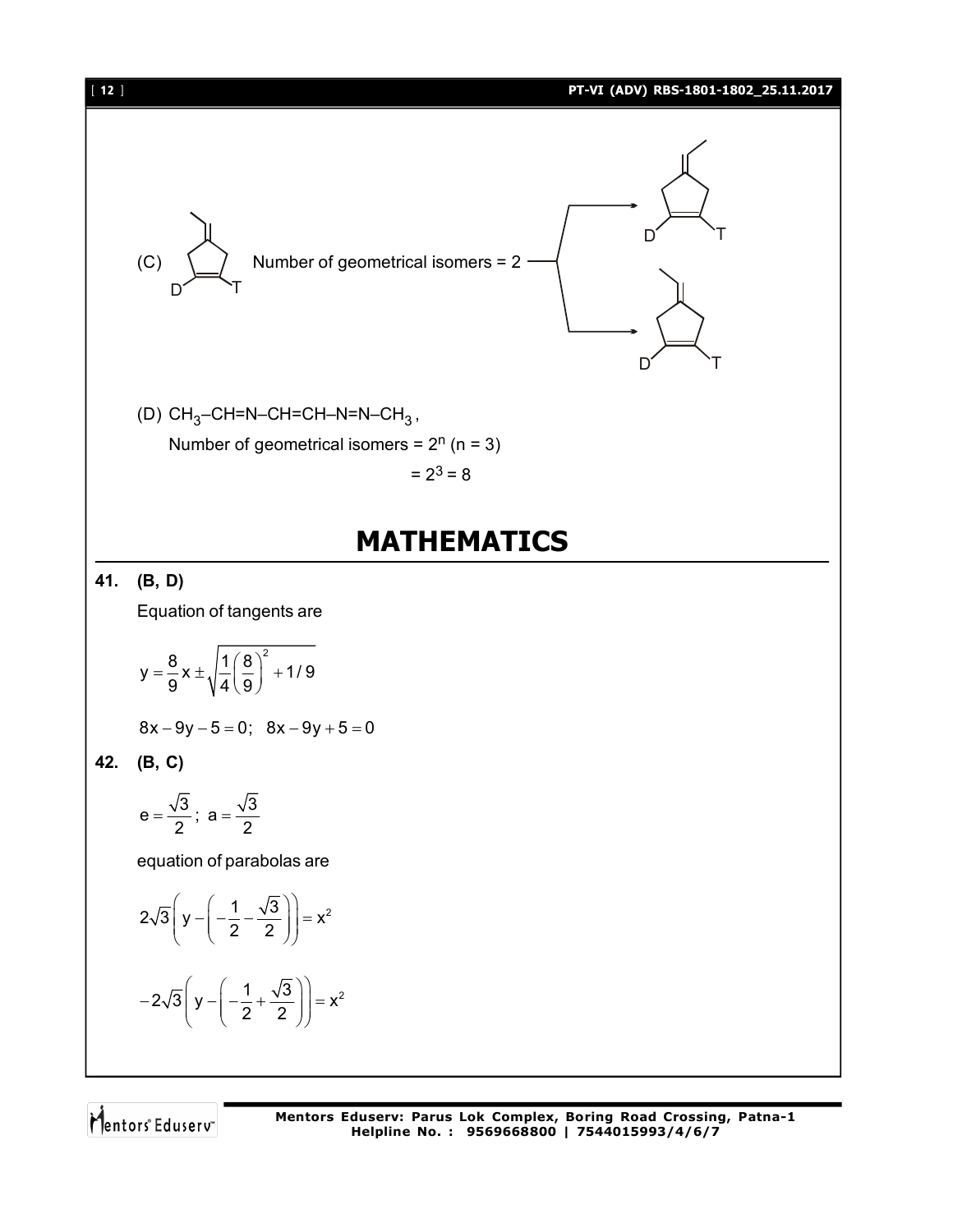(C) Number of geometrical isomers = 2

(D) $CH_3–CH=N–CH=CH–N=N–CH_3$,

Number of geometrical isomers = $2^n$ (n = 3)

$= 2^3 = 8$

# MATHEMATICS

**41. (B, D)**

Equation of tangents are

$$y = \frac{8}{9}x \pm \sqrt{\frac{1}{4}\left(\frac{8}{9}\right)^2 + 1/9}$$

$$8x - 9y - 5 = 0; \quad 8x - 9y + 5 = 0$$

**42. (B, C)**

$$e = \frac{\sqrt{3}}{2}; \; a = \frac{\sqrt{3}}{2}$$

equation of parabolas are

$$2\sqrt{3}\left(y - \left(-\frac{1}{2} - \frac{\sqrt{3}}{2}\right)\right) = x^2$$

$$-2\sqrt{3}\left(y - \left(-\frac{1}{2} + \frac{\sqrt{3}}{2}\right)\right) = x^2$$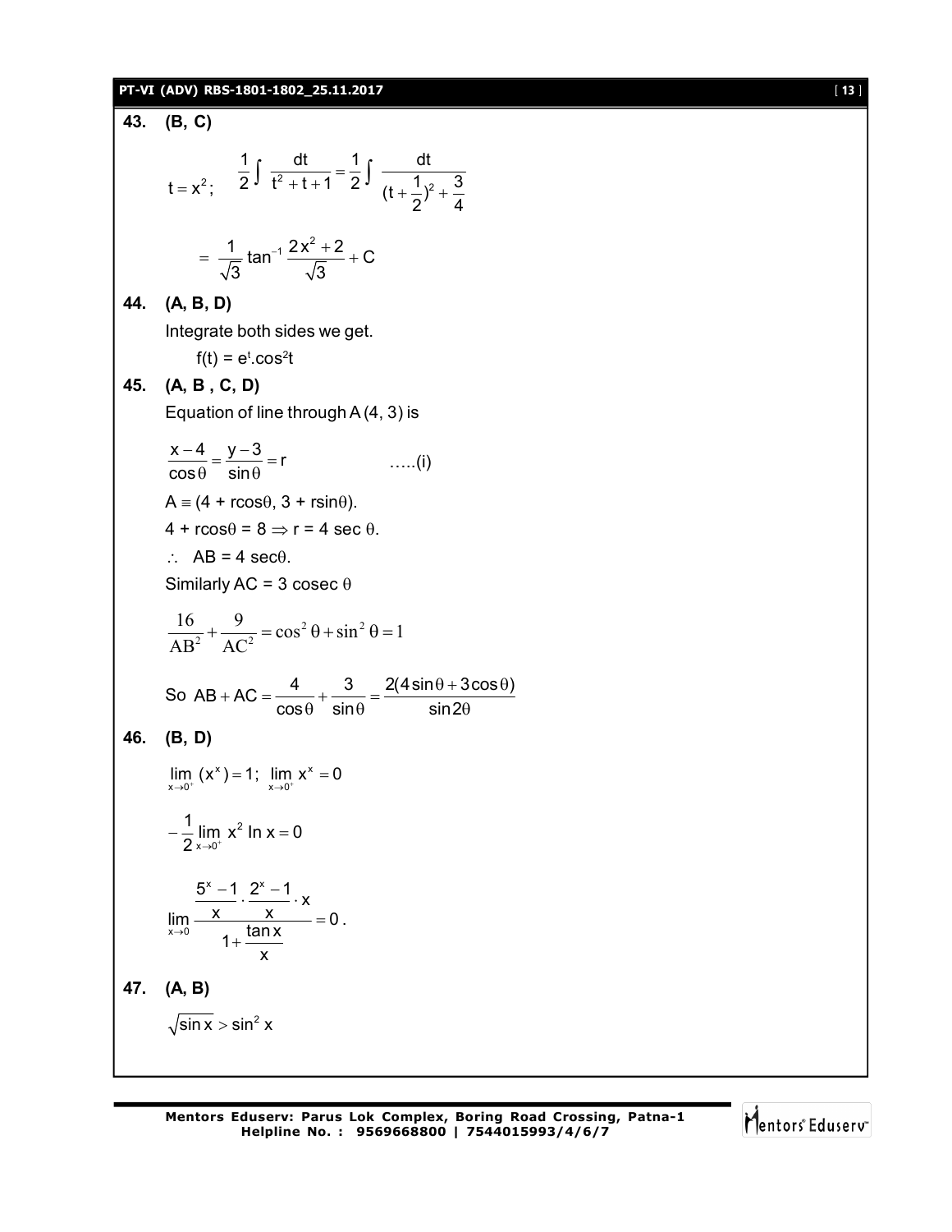**43. (B, C)**

$t = x^2;\quad \frac{1}{2}\int \frac{dt}{t^2+t+1} = \frac{1}{2}\int \frac{dt}{(t+\frac{1}{2})^2+\frac{3}{4}}$

$= \frac{1}{\sqrt{3}}\tan^{-1}\frac{2x^2+2}{\sqrt{3}} + C$

**44. (A, B, D)**

Integrate both sides we get.

$f(t) = e^t.\cos^2 t$

**45. (A, B , C, D)**

Equation of line through A (4, 3) is

$\frac{x-4}{\cos\theta} = \frac{y-3}{\sin\theta} = r$ .....(i)

$A \equiv (4 + r\cos\theta, 3 + r\sin\theta)$.

$4 + r\cos\theta = 8 \Rightarrow r = 4\sec\theta$.

$\therefore\ AB = 4\sec\theta$.

Similarly $AC = 3\,\text{cosec}\,\theta$

$\frac{16}{AB^2} + \frac{9}{AC^2} = \cos^2\theta + \sin^2\theta = 1$

So $AB + AC = \frac{4}{\cos\theta} + \frac{3}{\sin\theta} = \frac{2(4\sin\theta + 3\cos\theta)}{\sin 2\theta}$

**46. (B, D)**

$\lim_{x\to 0^+}(x^x) = 1;\ \lim_{x\to 0^+} x^x = 0$

$-\frac{1}{2}\lim_{x\to 0^+} x^2 \ln x = 0$

$\lim_{x\to 0}\frac{\frac{5^x-1}{x}\cdot\frac{2^x-1}{x}\cdot x}{1+\frac{\tan x}{x}} = 0$.

**47. (A, B)**

$\sqrt{\sin x} > \sin^2 x$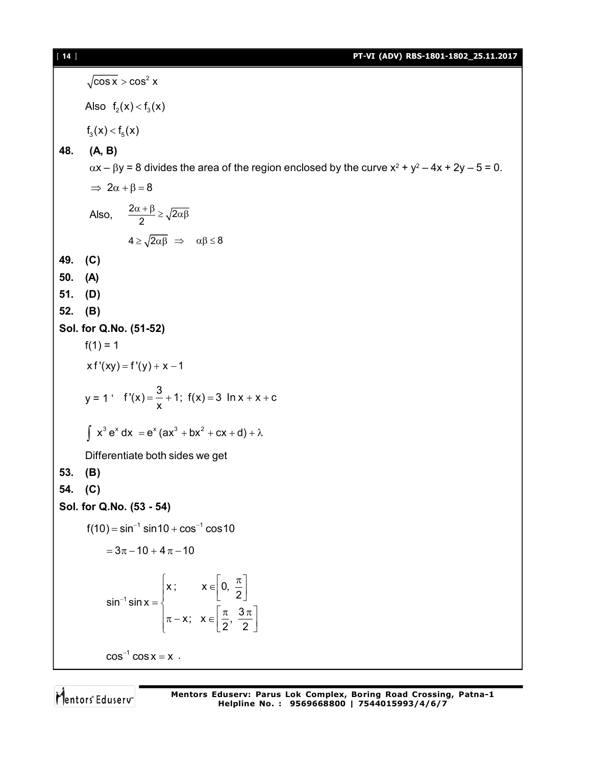$\sqrt{\cos x} > \cos^2 x$

Also $f_2(x) < f_3(x)$

$f_3(x) < f_5(x)$

**48. (A, B)**

$\alpha x - \beta y = 8$ divides the area of the region enclosed by the curve $x^2 + y^2 - 4x + 2y - 5 = 0$.

$\Rightarrow 2\alpha + \beta = 8$

Also, $\frac{2\alpha + \beta}{2} \geq \sqrt{2\alpha\beta}$

$4 \geq \sqrt{2\alpha\beta} \Rightarrow \alpha\beta \leq 8$

**49. (C)**

**50. (A)**

**51. (D)**

**52. (B)**

**Sol. for Q.No. (51-52)**

$f(1) = 1$

$x f'(xy) = f'(y) + x - 1$

$y = 1$ ' $f'(x) = \frac{3}{x} + 1;\ f(x) = 3\ \ln x + x + c$

$\int x^3 e^x\, dx = e^x(ax^3 + bx^2 + cx + d) + \lambda$

Differentiate both sides we get

**53. (B)**

**54. (C)**

**Sol. for Q.No. (53 - 54)**

$f(10) = \sin^{-1}\sin 10 + \cos^{-1}\cos 10$

$= 3\pi - 10 + 4\pi - 10$

$$\sin^{-1}\sin x = \begin{cases} x; & x \in \left[0, \frac{\pi}{2}\right] \\ \pi - x; & x \in \left[\frac{\pi}{2}, \frac{3\pi}{2}\right] \end{cases}$$

$\cos^{-1}\cos x = x$ .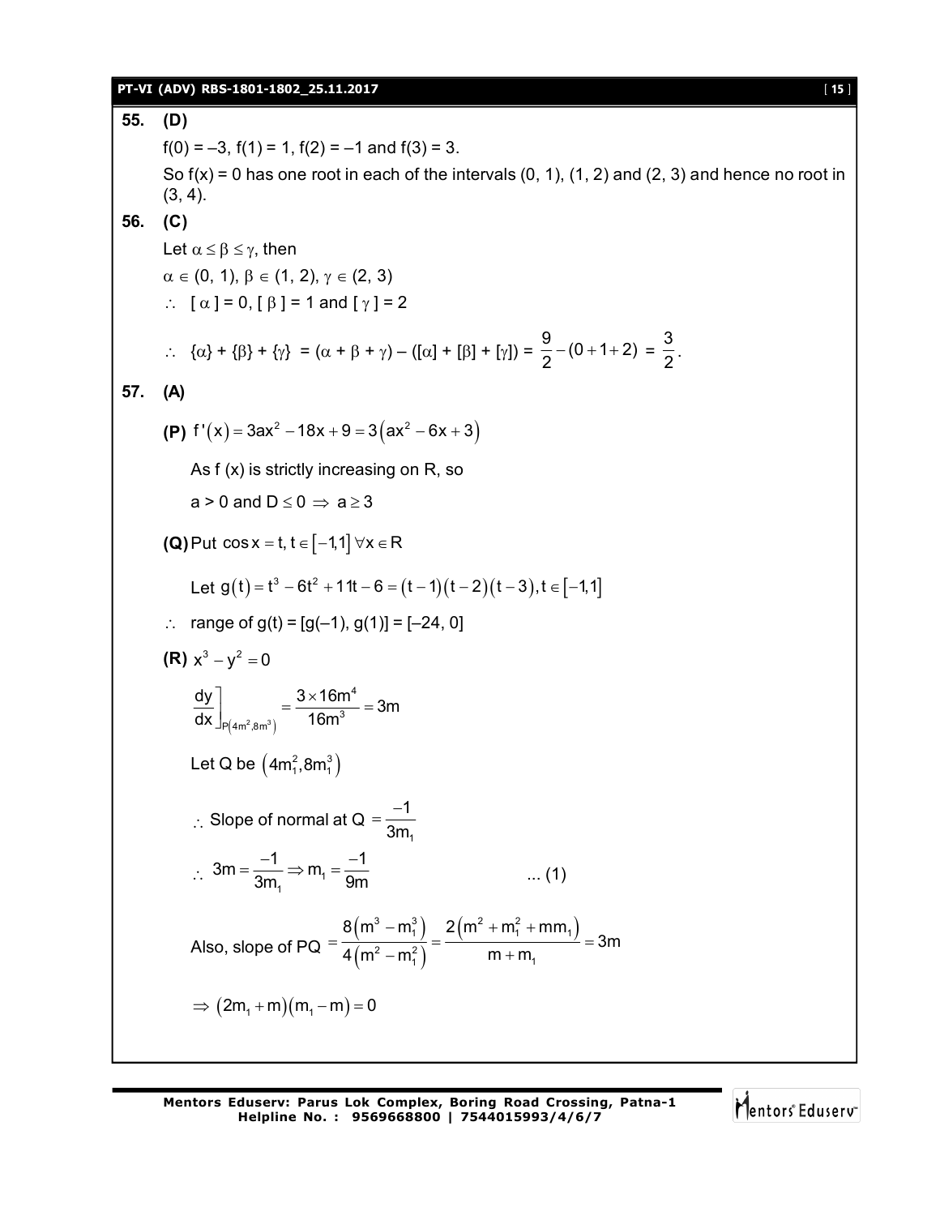**55. (D)**

$f(0) = -3$, $f(1) = 1$, $f(2) = -1$ and $f(3) = 3$.

So $f(x) = 0$ has one root in each of the intervals (0, 1), (1, 2) and (2, 3) and hence no root in (3, 4).

**56. (C)**

Let $\alpha \le \beta \le \gamma$, then

$\alpha \in (0, 1)$, $\beta \in (1, 2)$, $\gamma \in (2, 3)$

$\therefore$ $[\alpha] = 0$, $[\beta] = 1$ and $[\gamma] = 2$

$\therefore$ $\{\alpha\} + \{\beta\} + \{\gamma\} = (\alpha + \beta + \gamma) - ([\alpha] + [\beta] + [\gamma]) = \dfrac{9}{2} - (0+1+2) = \dfrac{3}{2}$.

**57. (A)**

**(P)** $f'(x) = 3ax^2 - 18x + 9 = 3\left(ax^2 - 6x + 3\right)$

As f (x) is strictly increasing on R, so

$a > 0$ and $D \le 0 \Rightarrow a \ge 3$

**(Q)** Put $\cos x = t, t \in [-1,1] \; \forall x \in R$

Let $g(t) = t^3 - 6t^2 + 11t - 6 = (t-1)(t-2)(t-3), t \in [-1,1]$

$\therefore$ range of $g(t) = [g(-1), g(1)] = [-24, 0]$

**(R)** $x^3 - y^2 = 0$

$$\left.\frac{dy}{dx}\right]_{P\left(4m^2, 8m^3\right)} = \frac{3 \times 16m^4}{16m^3} = 3m$$

Let Q be $\left(4m_1^2, 8m_1^3\right)$

$\therefore$ Slope of normal at Q $= \dfrac{-1}{3m_1}$

$\therefore$ $3m = \dfrac{-1}{3m_1} \Rightarrow m_1 = \dfrac{-1}{9m}$ ... (1)

Also, slope of PQ $= \dfrac{8\left(m^3 - m_1^3\right)}{4\left(m^2 - m_1^2\right)} = \dfrac{2\left(m^2 + m_1^2 + mm_1\right)}{m + m_1} = 3m$

$\Rightarrow (2m_1 + m)(m_1 - m) = 0$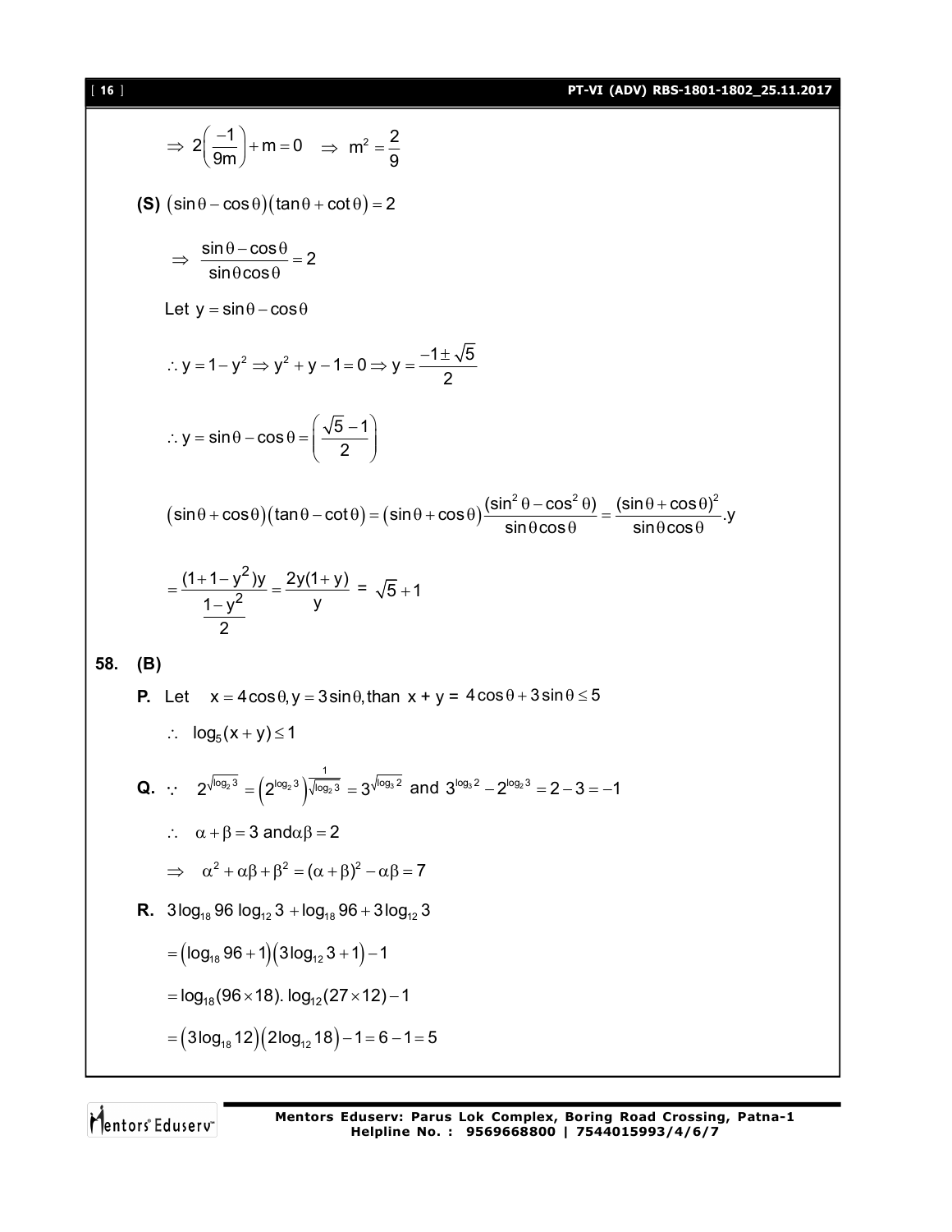$$\Rightarrow 2\left(\frac{-1}{9m}\right)+m=0 \quad \Rightarrow m^2=\frac{2}{9}$$

**(S)** $\left(\sin\theta-\cos\theta\right)\left(\tan\theta+\cot\theta\right)=2$

$$\Rightarrow \frac{\sin\theta-\cos\theta}{\sin\theta\cos\theta}=2$$

Let $y=\sin\theta-\cos\theta$

$$\therefore y=1-y^2 \Rightarrow y^2+y-1=0 \Rightarrow y=\frac{-1\pm\sqrt{5}}{2}$$

$$\therefore y=\sin\theta-\cos\theta=\left(\frac{\sqrt{5}-1}{2}\right)$$

$$\left(\sin\theta+\cos\theta\right)\left(\tan\theta-\cot\theta\right)=\left(\sin\theta+\cos\theta\right)\frac{(\sin^2\theta-\cos^2\theta)}{\sin\theta\cos\theta}=\frac{(\sin\theta+\cos\theta)^2}{\sin\theta\cos\theta}.y$$

$$=\frac{(1+1-y^2)y}{\frac{1-y^2}{2}}=\frac{2y(1+y)}{y} = \sqrt{5}+1$$

**58. (B)**

**P.** Let $x=4\cos\theta, y=3\sin\theta,$ than $x + y = 4\cos\theta+3\sin\theta\le 5$

$\therefore \log_5(x+y)\le 1$

**Q.** $\because \quad 2^{\sqrt{\log_2 3}}=\left(2^{\log_2 3}\right)^{\frac{1}{\sqrt{\log_2 3}}}=3^{\sqrt{\log_3 2}}$ and $3^{\log_3 2}-2^{\log_2 3}=2-3=-1$

$\therefore \quad \alpha+\beta=3$ and $\alpha\beta=2$

$\Rightarrow \quad \alpha^2+\alpha\beta+\beta^2=(\alpha+\beta)^2-\alpha\beta=7$

**R.** $3\log_{18}96\,\log_{12}3+\log_{18}96+3\log_{12}3$

$=\left(\log_{18}96+1\right)\left(3\log_{12}3+1\right)-1$

$=\log_{18}(96\times 18).\,\log_{12}(27\times 12)-1$

$=\left(3\log_{18}12\right)\left(2\log_{12}18\right)-1=6-1=5$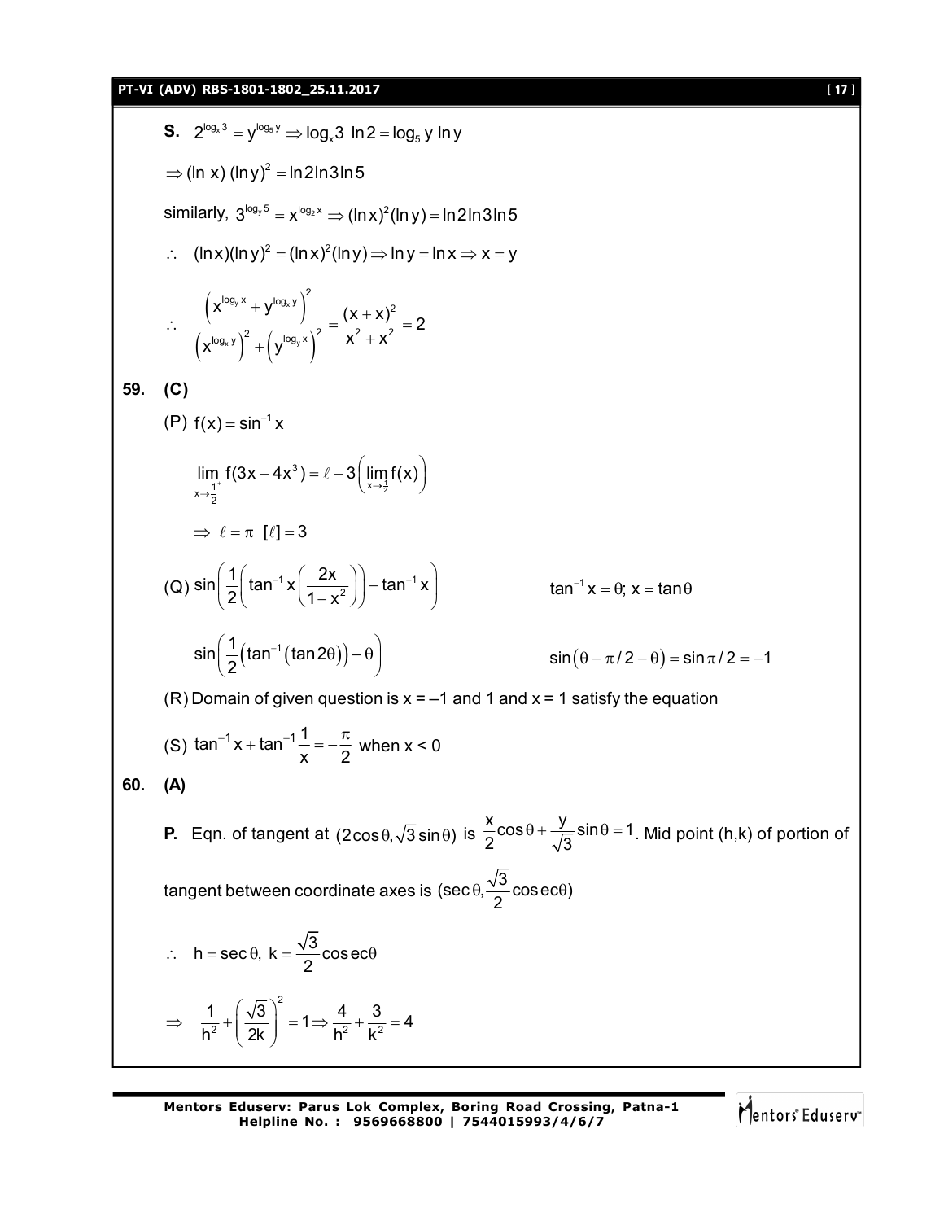**S.** $2^{\log_x 3} = y^{\log_5 y} \Rightarrow \log_x 3 \ \ln 2 = \log_5 y \ln y$

$\Rightarrow (\ln x)\,(\ln y)^2 = \ln 2 \ln 3 \ln 5$

similarly, $3^{\log_y 5} = x^{\log_2 x} \Rightarrow (\ln x)^2 (\ln y) = \ln 2 \ln 3 \ln 5$

$\therefore \ \ (\ln x)(\ln y)^2 = (\ln x)^2 (\ln y) \Rightarrow \ln y = \ln x \Rightarrow x = y$

$$\therefore \ \ \frac{\left(x^{\log_y x} + y^{\log_x y}\right)^2}{\left(x^{\log_x y}\right)^2 + \left(y^{\log_y x}\right)^2} = \frac{(x+x)^2}{x^2 + x^2} = 2$$

## 59. (C)

(P) $f(x) = \sin^{-1} x$

$$\lim_{x \to \frac{1}{2}^+} f(3x - 4x^3) = \ell - 3\left(\lim_{x \to \frac{1}{2}} f(x)\right)$$

$\Rightarrow \ \ell = \pi \ \ [\ell] = 3$

(Q) $\sin\left(\frac{1}{2}\left(\tan^{-1} x\left(\frac{2x}{1-x^2}\right)\right) - \tan^{-1} x\right)$ $\qquad$ $\tan^{-1} x = \theta;\ x = \tan\theta$

$\sin\left(\frac{1}{2}\left(\tan^{-1}(\tan 2\theta)\right) - \theta\right)$ $\qquad$ $\sin(\theta - \pi/2 - \theta) = \sin \pi/2 = -1$

(R) Domain of given question is x = –1 and 1 and x = 1 satisfy the equation

(S) $\tan^{-1} x + \tan^{-1}\frac{1}{x} = -\frac{\pi}{2}$ when $x < 0$

## 60. (A)

**P.** Eqn. of tangent at $(2\cos\theta, \sqrt{3}\sin\theta)$ is $\frac{x}{2}\cos\theta + \frac{y}{\sqrt{3}}\sin\theta = 1$. Mid point (h,k) of portion of tangent between coordinate axes is $(\sec\theta, \frac{\sqrt{3}}{2}\operatorname{cosec}\theta)$

$\therefore \ \ h = \sec\theta,\ k = \frac{\sqrt{3}}{2}\operatorname{cosec}\theta$

$$\Rightarrow \ \ \frac{1}{h^2} + \left(\frac{\sqrt{3}}{2k}\right)^2 = 1 \Rightarrow \frac{4}{h^2} + \frac{3}{k^2} = 4$$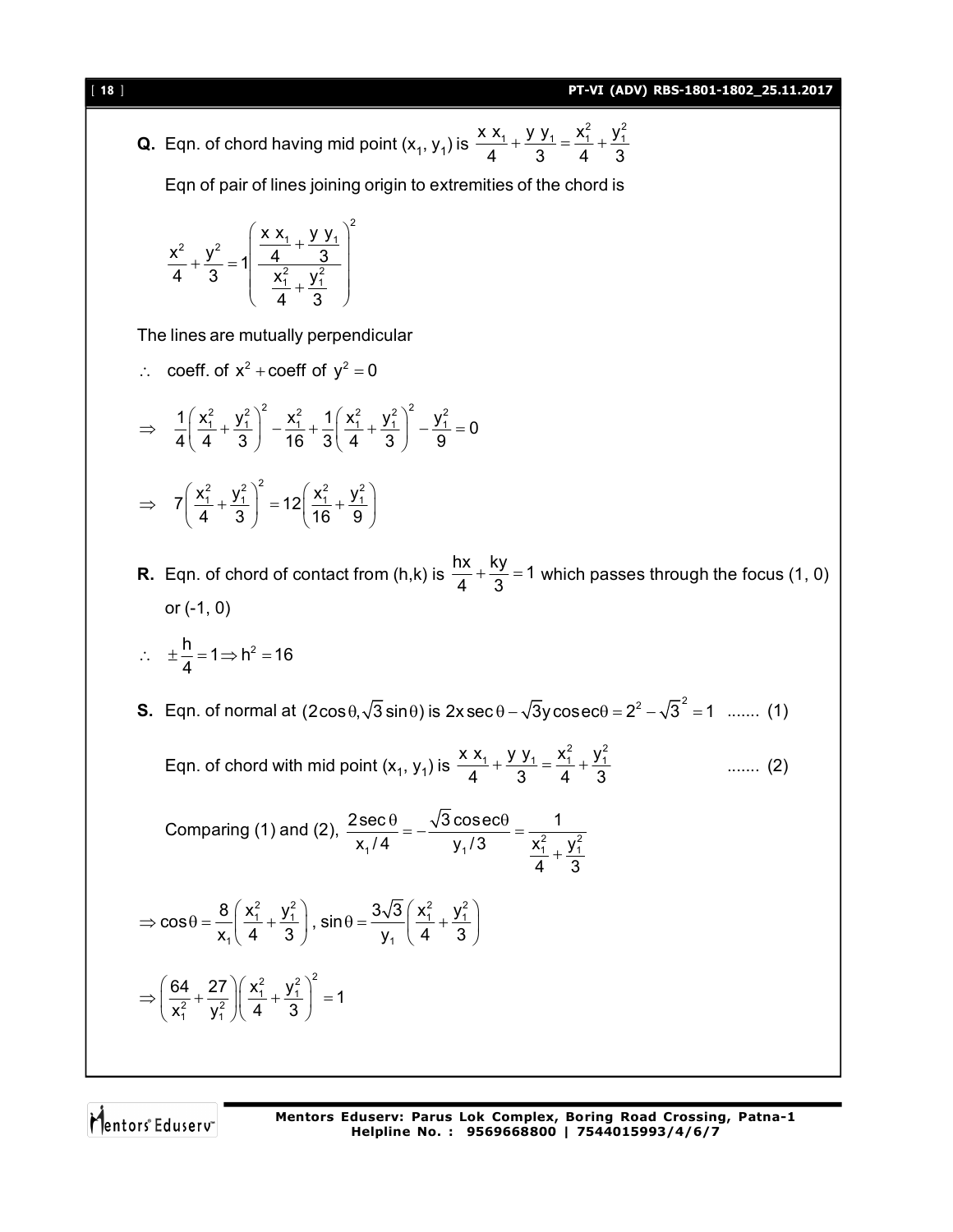**Q.** Eqn. of chord having mid point $(x_1, y_1)$ is $\frac{x\,x_1}{4}+\frac{y\,y_1}{3}=\frac{x_1^2}{4}+\frac{y_1^2}{3}$

Eqn of pair of lines joining origin to extremities of the chord is

$$\frac{x^2}{4}+\frac{y^2}{3}=1\left(\frac{\frac{x\,x_1}{4}+\frac{y\,y_1}{3}}{\frac{x_1^2}{4}+\frac{y_1^2}{3}}\right)^2$$

The lines are mutually perpendicular

$\therefore$ coeff. of $x^2$ + coeff of $y^2 = 0$

$$\Rightarrow \frac{1}{4}\left(\frac{x_1^2}{4}+\frac{y_1^2}{3}\right)^2-\frac{x_1^2}{16}+\frac{1}{3}\left(\frac{x_1^2}{4}+\frac{y_1^2}{3}\right)^2-\frac{y_1^2}{9}=0$$

$$\Rightarrow 7\left(\frac{x_1^2}{4}+\frac{y_1^2}{3}\right)^2=12\left(\frac{x_1^2}{16}+\frac{y_1^2}{9}\right)$$

**R.** Eqn. of chord of contact from (h,k) is $\frac{hx}{4}+\frac{ky}{3}=1$ which passes through the focus (1, 0) or (-1, 0)

$$\therefore \pm\frac{h}{4}=1 \Rightarrow h^2=16$$

**S.** Eqn. of normal at $(2\cos\theta, \sqrt{3}\sin\theta)$ is $2x\sec\theta-\sqrt{3}y\,\text{cosec}\theta=2^2-\sqrt{3}^2=1$ ....... (1)

Eqn. of chord with mid point $(x_1, y_1)$ is $\frac{x\,x_1}{4}+\frac{y\,y_1}{3}=\frac{x_1^2}{4}+\frac{y_1^2}{3}$ ....... (2)

Comparing (1) and (2), $\frac{2\sec\theta}{x_1/4}=-\frac{\sqrt{3}\,\text{cosec}\theta}{y_1/3}=\frac{1}{\frac{x_1^2}{4}+\frac{y_1^2}{3}}$

$$\Rightarrow \cos\theta=\frac{8}{x_1}\left(\frac{x_1^2}{4}+\frac{y_1^2}{3}\right),\ \sin\theta=\frac{3\sqrt{3}}{y_1}\left(\frac{x_1^2}{4}+\frac{y_1^2}{3}\right)$$

$$\Rightarrow \left(\frac{64}{x_1^2}+\frac{27}{y_1^2}\right)\left(\frac{x_1^2}{4}+\frac{y_1^2}{3}\right)^2=1$$